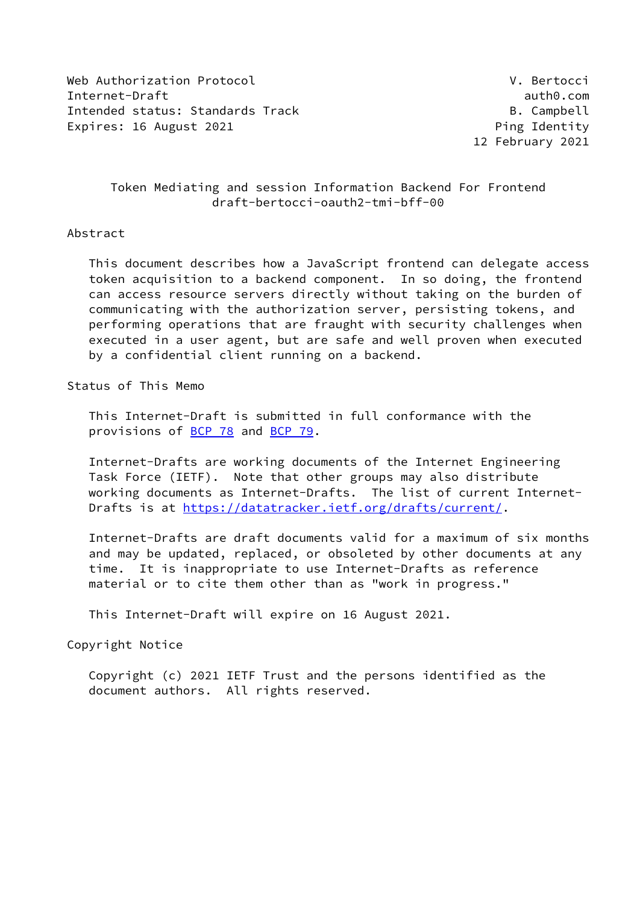Web Authorization Protocol — V. Bertocci
Internet-Draft — auth0.com
Intended status: Standards Track — B. Campbell
Expires: 16 August 2021 — Ping Identity
12 February 2021

# Token Mediating and session Information Backend For Frontend

draft-bertocci-oauth2-tmi-bff-00

## Abstract

This document describes how a JavaScript frontend can delegate access token acquisition to a backend component. In so doing, the frontend can access resource servers directly without taking on the burden of communicating with the authorization server, persisting tokens, and performing operations that are fraught with security challenges when executed in a user agent, but are safe and well proven when executed by a confidential client running on a backend.

## Status of This Memo

This Internet-Draft is submitted in full conformance with the provisions of BCP 78 and BCP 79.

Internet-Drafts are working documents of the Internet Engineering Task Force (IETF). Note that other groups may also distribute working documents as Internet-Drafts. The list of current Internet-Drafts is at https://datatracker.ietf.org/drafts/current/.

Internet-Drafts are draft documents valid for a maximum of six months and may be updated, replaced, or obsoleted by other documents at any time. It is inappropriate to use Internet-Drafts as reference material or to cite them other than as "work in progress."

This Internet-Draft will expire on 16 August 2021.

## Copyright Notice

Copyright (c) 2021 IETF Trust and the persons identified as the document authors. All rights reserved.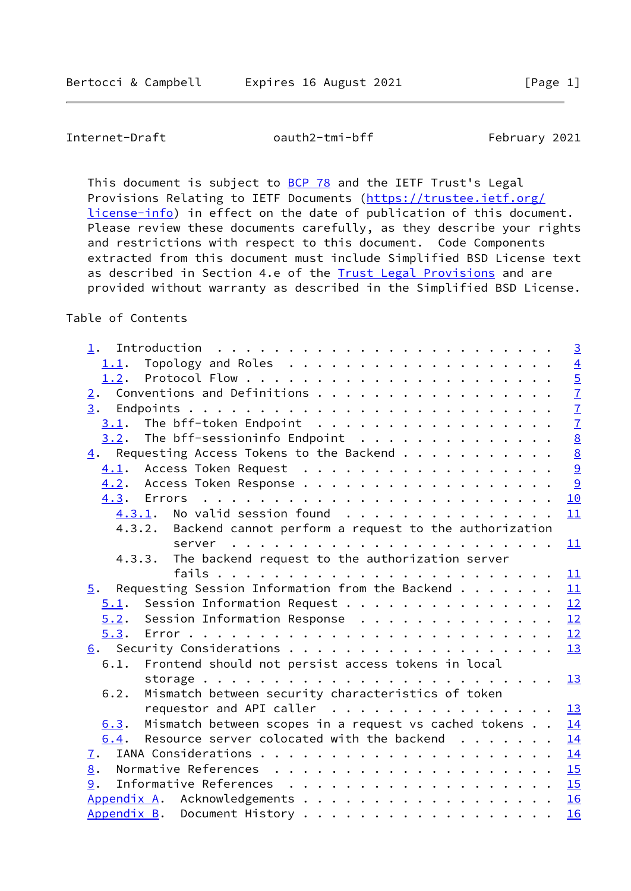This document is subject to BCP 78 and the IETF Trust's Legal Provisions Relating to IETF Documents (https://trustee.ietf.org/license-info) in effect on the date of publication of this document. Please review these documents carefully, as they describe your rights and restrictions with respect to this document. Code Components extracted from this document must include Simplified BSD License text as described in Section 4.e of the Trust Legal Provisions and are provided without warranty as described in the Simplified BSD License.

Table of Contents

```
   1.  Introduction  . . . . . . . . . . . . . . . . . . . . . . . .   3
     1.1.  Topology and Roles  . . . . . . . . . . . . . . . . . . .   4
     1.2.  Protocol Flow . . . . . . . . . . . . . . . . . . . . . .   5
   2.  Conventions and Definitions . . . . . . . . . . . . . . . . .   7
   3.  Endpoints . . . . . . . . . . . . . . . . . . . . . . . . . .   7
     3.1.  The bff-token Endpoint  . . . . . . . . . . . . . . . . .   7
     3.2.  The bff-sessioninfo Endpoint  . . . . . . . . . . . . . .   8
   4.  Requesting Access Tokens to the Backend . . . . . . . . . . .   8
     4.1.  Access Token Request  . . . . . . . . . . . . . . . . . .   9
     4.2.  Access Token Response . . . . . . . . . . . . . . . . . .   9
     4.3.  Errors  . . . . . . . . . . . . . . . . . . . . . . . . .  10
       4.3.1.  No valid session found  . . . . . . . . . . . . . . .  11
       4.3.2.  Backend cannot perform a request to the authorization
               server  . . . . . . . . . . . . . . . . . . . . . . .  11
       4.3.3.  The backend request to the authorization server
               fails . . . . . . . . . . . . . . . . . . . . . . . .  11
   5.  Requesting Session Information from the Backend . . . . . . .  11
     5.1.  Session Information Request . . . . . . . . . . . . . . .  12
     5.2.  Session Information Response  . . . . . . . . . . . . . .  12
     5.3.  Error . . . . . . . . . . . . . . . . . . . . . . . . . .  12
   6.  Security Considerations . . . . . . . . . . . . . . . . . . .  13
     6.1.  Frontend should not persist access tokens in local
           storage . . . . . . . . . . . . . . . . . . . . . . . . .  13
     6.2.  Mismatch between security characteristics of token
           requestor and API caller  . . . . . . . . . . . . . . . .  13
     6.3.  Mismatch between scopes in a request vs cached tokens . .  14
     6.4.  Resource server colocated with the backend  . . . . . . .  14
   7.  IANA Considerations . . . . . . . . . . . . . . . . . . . . .  14
   8.  Normative References  . . . . . . . . . . . . . . . . . . . .  15
   9.  Informative References  . . . . . . . . . . . . . . . . . . .  15
   Appendix A.  Acknowledgements . . . . . . . . . . . . . . . . . .  16
   Appendix B.  Document History . . . . . . . . . . . . . . . . . .  16
```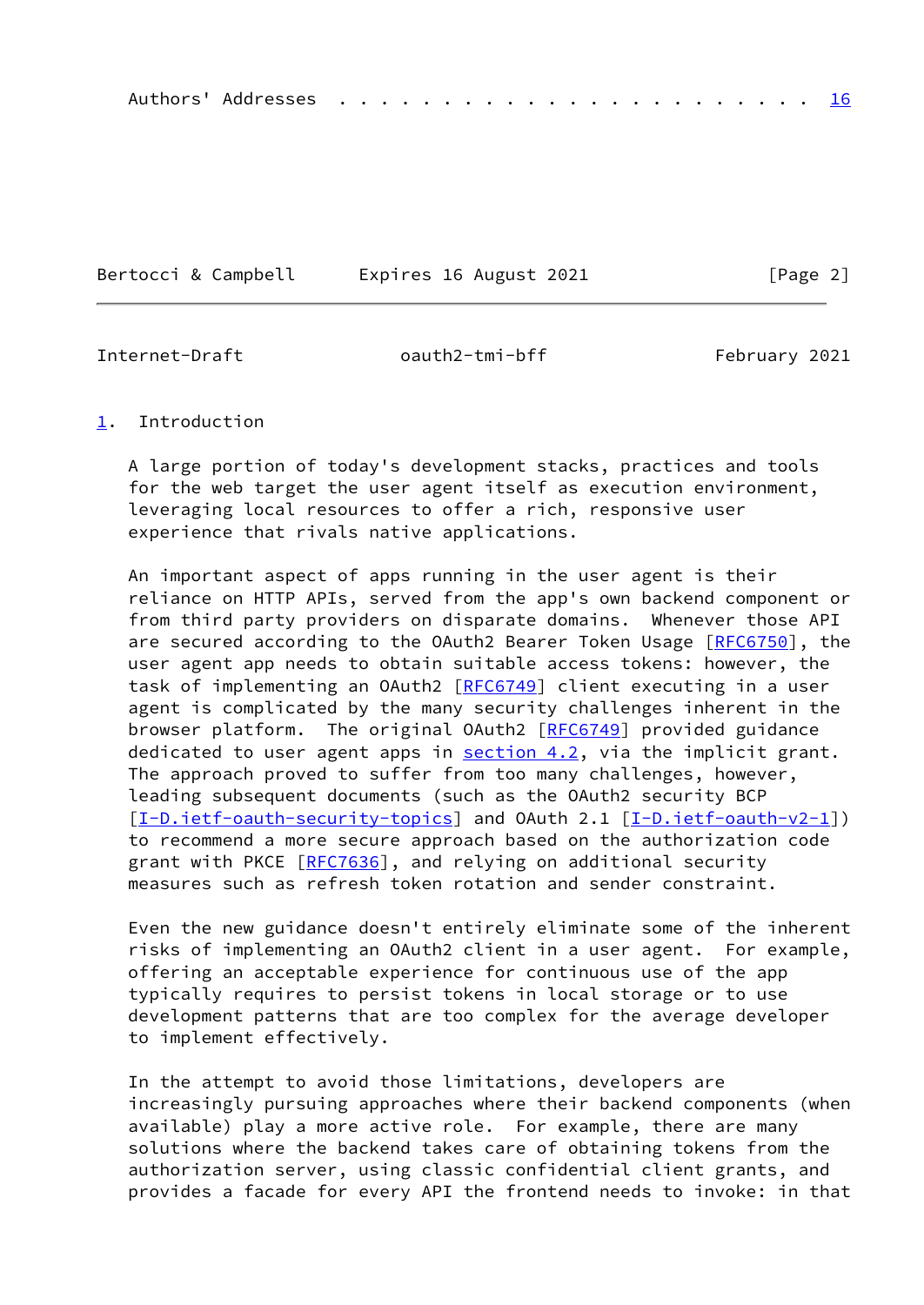Authors' Addresses . . . . . . . . . . . . . . . . . . . . . . . 16

# 1. Introduction

A large portion of today's development stacks, practices and tools for the web target the user agent itself as execution environment, leveraging local resources to offer a rich, responsive user experience that rivals native applications.

An important aspect of apps running in the user agent is their reliance on HTTP APIs, served from the app's own backend component or from third party providers on disparate domains. Whenever those API are secured according to the OAuth2 Bearer Token Usage [RFC6750], the user agent app needs to obtain suitable access tokens: however, the task of implementing an OAuth2 [RFC6749] client executing in a user agent is complicated by the many security challenges inherent in the browser platform. The original OAuth2 [RFC6749] provided guidance dedicated to user agent apps in section 4.2, via the implicit grant. The approach proved to suffer from too many challenges, however, leading subsequent documents (such as the OAuth2 security BCP [I-D.ietf-oauth-security-topics] and OAuth 2.1 [I-D.ietf-oauth-v2-1]) to recommend a more secure approach based on the authorization code grant with PKCE [RFC7636], and relying on additional security measures such as refresh token rotation and sender constraint.

Even the new guidance doesn't entirely eliminate some of the inherent risks of implementing an OAuth2 client in a user agent. For example, offering an acceptable experience for continuous use of the app typically requires to persist tokens in local storage or to use development patterns that are too complex for the average developer to implement effectively.

In the attempt to avoid those limitations, developers are increasingly pursuing approaches where their backend components (when available) play a more active role. For example, there are many solutions where the backend takes care of obtaining tokens from the authorization server, using classic confidential client grants, and provides a facade for every API the frontend needs to invoke: in that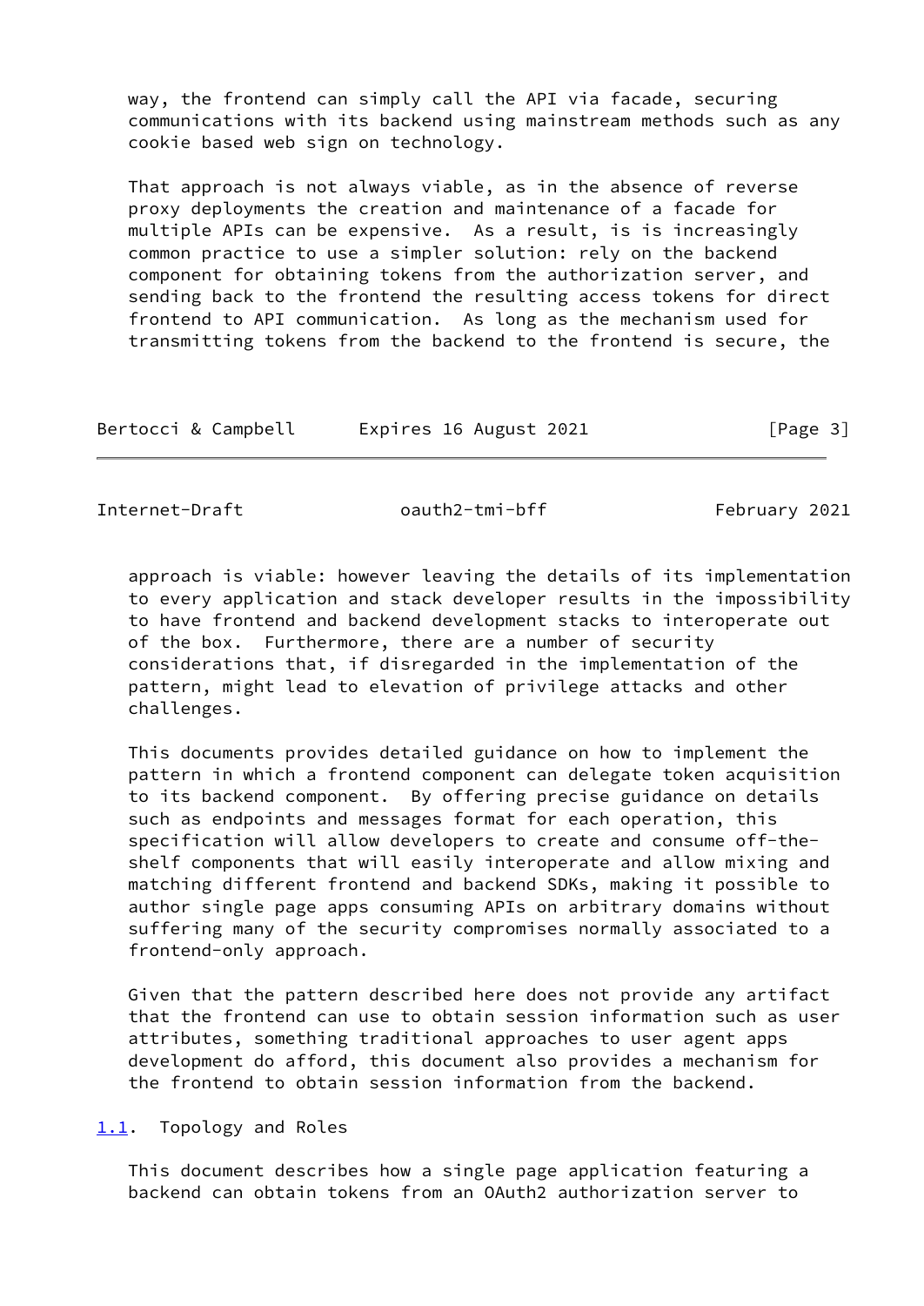way, the frontend can simply call the API via facade, securing communications with its backend using mainstream methods such as any cookie based web sign on technology.

That approach is not always viable, as in the absence of reverse proxy deployments the creation and maintenance of a facade for multiple APIs can be expensive. As a result, is is increasingly common practice to use a simpler solution: rely on the backend component for obtaining tokens from the authorization server, and sending back to the frontend the resulting access tokens for direct frontend to API communication. As long as the mechanism used for transmitting tokens from the backend to the frontend is secure, the approach is viable: however leaving the details of its implementation to every application and stack developer results in the impossibility to have frontend and backend development stacks to interoperate out of the box. Furthermore, there are a number of security considerations that, if disregarded in the implementation of the pattern, might lead to elevation of privilege attacks and other challenges.

This documents provides detailed guidance on how to implement the pattern in which a frontend component can delegate token acquisition to its backend component. By offering precise guidance on details such as endpoints and messages format for each operation, this specification will allow developers to create and consume off-the-shelf components that will easily interoperate and allow mixing and matching different frontend and backend SDKs, making it possible to author single page apps consuming APIs on arbitrary domains without suffering many of the security compromises normally associated to a frontend-only approach.

Given that the pattern described here does not provide any artifact that the frontend can use to obtain session information such as user attributes, something traditional approaches to user agent apps development do afford, this document also provides a mechanism for the frontend to obtain session information from the backend.

## 1.1. Topology and Roles

This document describes how a single page application featuring a backend can obtain tokens from an OAuth2 authorization server to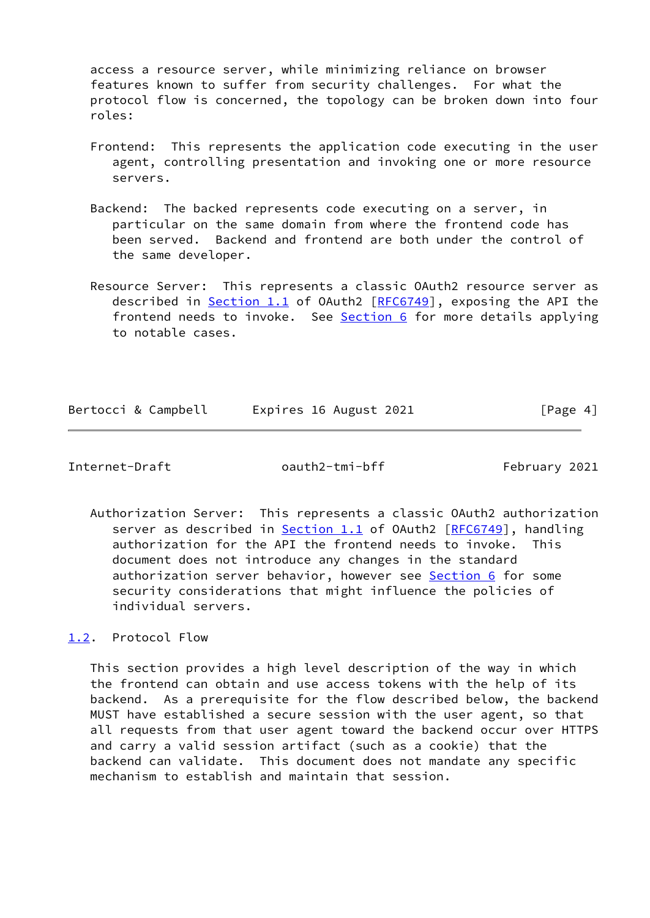access a resource server, while minimizing reliance on browser features known to suffer from security challenges. For what the protocol flow is concerned, the topology can be broken down into four roles:

Frontend: This represents the application code executing in the user agent, controlling presentation and invoking one or more resource servers.

Backend: The backed represents code executing on a server, in particular on the same domain from where the frontend code has been served. Backend and frontend are both under the control of the same developer.

Resource Server: This represents a classic OAuth2 resource server as described in Section 1.1 of OAuth2 [RFC6749], exposing the API the frontend needs to invoke. See Section 6 for more details applying to notable cases.

Authorization Server: This represents a classic OAuth2 authorization server as described in Section 1.1 of OAuth2 [RFC6749], handling authorization for the API the frontend needs to invoke. This document does not introduce any changes in the standard authorization server behavior, however see Section 6 for some security considerations that might influence the policies of individual servers.

## 1.2. Protocol Flow

This section provides a high level description of the way in which the frontend can obtain and use access tokens with the help of its backend. As a prerequisite for the flow described below, the backend MUST have established a secure session with the user agent, so that all requests from that user agent toward the backend occur over HTTPS and carry a valid session artifact (such as a cookie) that the backend can validate. This document does not mandate any specific mechanism to establish and maintain that session.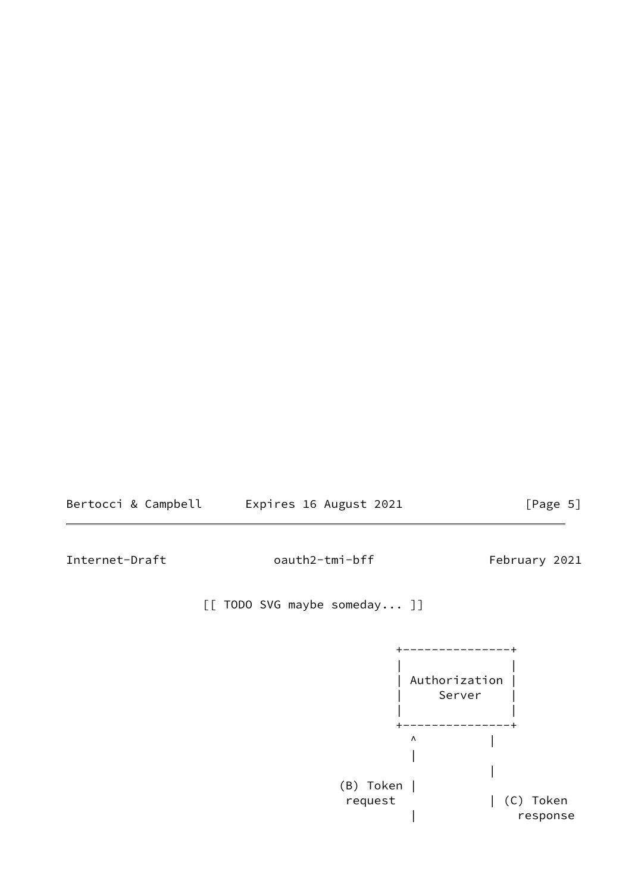[[ TODO SVG maybe someday... ]]

```
                                          +----------------+
                                          |                |
                                          | Authorization  |
                                          |     Server     |
                                          |                |
                                          +----------------+
                                            ^           |
                                            |
                                                        |
                                  (B) Token |
                                   request              | (C) Token
                                            |                response
```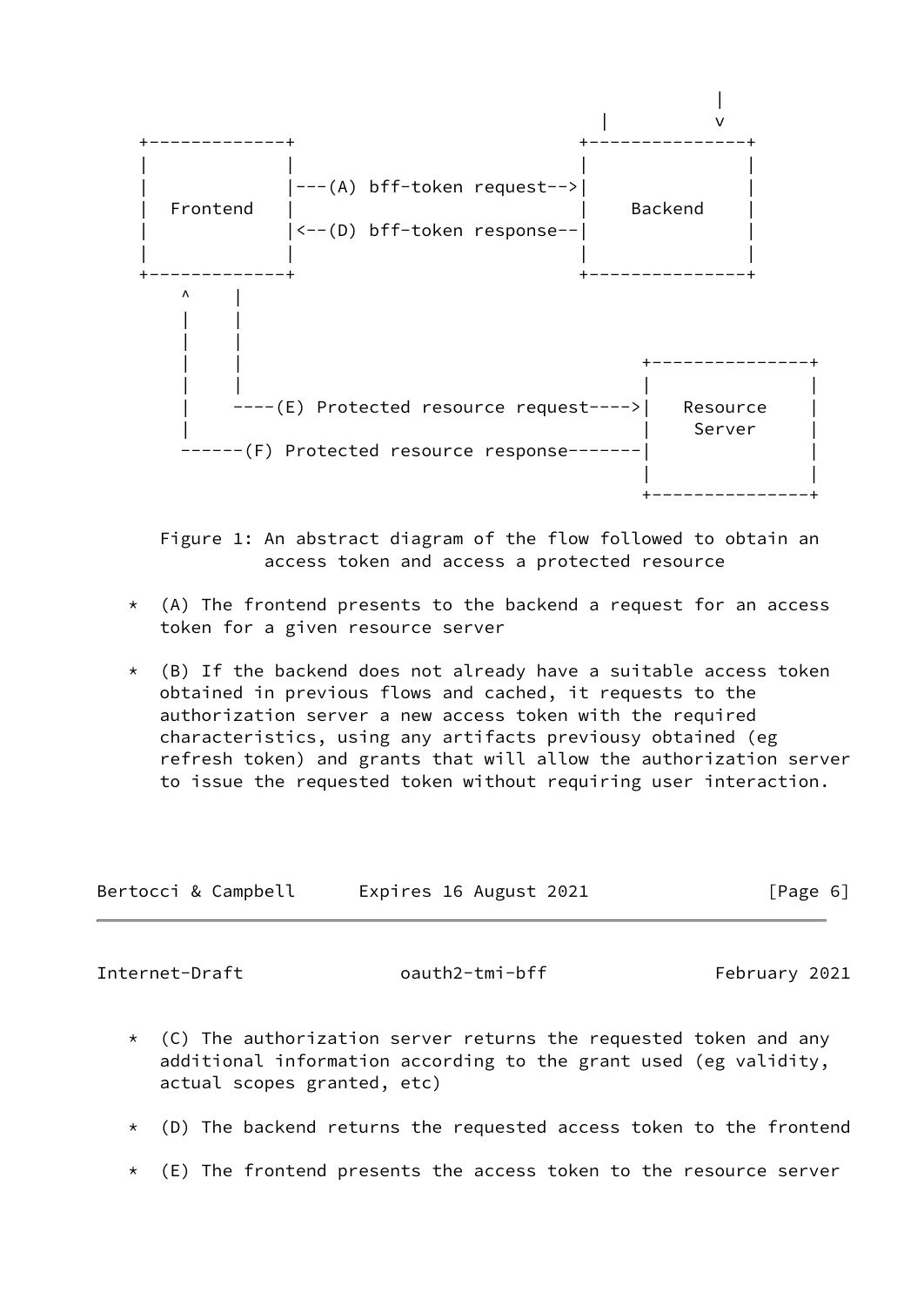```
                                                         |
                                                 |       v
 +-------------+                               +---------------+
 |             |                               |               |
 |             |---(A) bff-token request-->|               |
 |  Frontend   |                               |    Backend    |
 |             |<--(D) bff-token response--|               |
 |             |                               |               |
 +-------------+                               +---------------+
     ^    |
     |    |
     |    |
     |    |                                        +---------------+
     |    |                                        |               |
     |    ----(E) Protected resource request---->|   Resource    |
     |                                             |    Server     |
     ------(F) Protected resource response-------|               |
                                                   |               |
                                                   +---------------+
```

Figure 1: An abstract diagram of the flow followed to obtain an access token and access a protected resource

* (A) The frontend presents to the backend a request for an access token for a given resource server

* (B) If the backend does not already have a suitable access token obtained in previous flows and cached, it requests to the authorization server a new access token with the required characteristics, using any artifacts previousy obtained (eg refresh token) and grants that will allow the authorization server to issue the requested token without requiring user interaction.

* (C) The authorization server returns the requested token and any additional information according to the grant used (eg validity, actual scopes granted, etc)

* (D) The backend returns the requested access token to the frontend

* (E) The frontend presents the access token to the resource server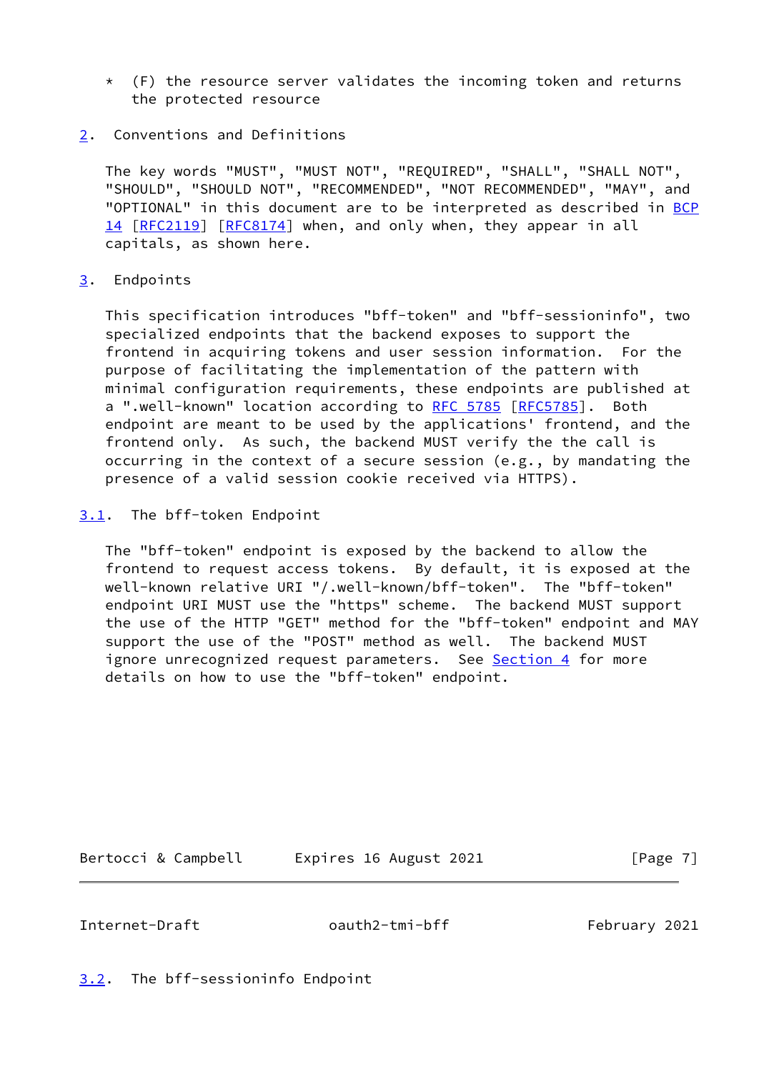* (F) the resource server validates the incoming token and returns the protected resource

## 2. Conventions and Definitions

The key words "MUST", "MUST NOT", "REQUIRED", "SHALL", "SHALL NOT", "SHOULD", "SHOULD NOT", "RECOMMENDED", "NOT RECOMMENDED", "MAY", and "OPTIONAL" in this document are to be interpreted as described in BCP 14 [RFC2119] [RFC8174] when, and only when, they appear in all capitals, as shown here.

## 3. Endpoints

This specification introduces "bff-token" and "bff-sessioninfo", two specialized endpoints that the backend exposes to support the frontend in acquiring tokens and user session information. For the purpose of facilitating the implementation of the pattern with minimal configuration requirements, these endpoints are published at a ".well-known" location according to RFC 5785 [RFC5785]. Both endpoint are meant to be used by the applications' frontend, and the frontend only. As such, the backend MUST verify the the call is occurring in the context of a secure session (e.g., by mandating the presence of a valid session cookie received via HTTPS).

### 3.1. The bff-token Endpoint

The "bff-token" endpoint is exposed by the backend to allow the frontend to request access tokens. By default, it is exposed at the well-known relative URI "/.well-known/bff-token". The "bff-token" endpoint URI MUST use the "https" scheme. The backend MUST support the use of the HTTP "GET" method for the "bff-token" endpoint and MAY support the use of the "POST" method as well. The backend MUST ignore unrecognized request parameters. See Section 4 for more details on how to use the "bff-token" endpoint.

### 3.2. The bff-sessioninfo Endpoint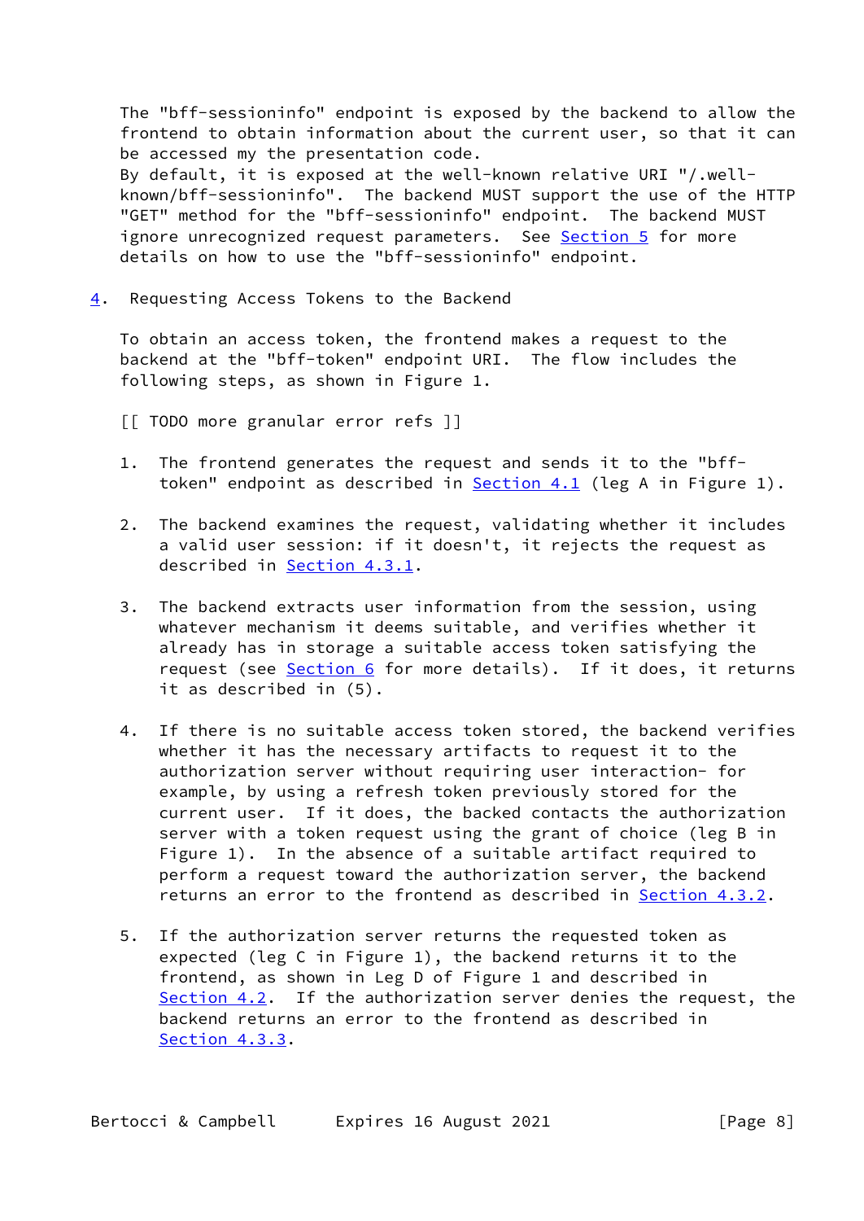The "bff-sessioninfo" endpoint is exposed by the backend to allow the frontend to obtain information about the current user, so that it can be accessed my the presentation code.
By default, it is exposed at the well-known relative URI "/.well-known/bff-sessioninfo". The backend MUST support the use of the HTTP "GET" method for the "bff-sessioninfo" endpoint. The backend MUST ignore unrecognized request parameters. See Section 5 for more details on how to use the "bff-sessioninfo" endpoint.

## 4. Requesting Access Tokens to the Backend

To obtain an access token, the frontend makes a request to the backend at the "bff-token" endpoint URI. The flow includes the following steps, as shown in Figure 1.

[[ TODO more granular error refs ]]

1. The frontend generates the request and sends it to the "bff-token" endpoint as described in Section 4.1 (leg A in Figure 1).

2. The backend examines the request, validating whether it includes a valid user session: if it doesn't, it rejects the request as described in Section 4.3.1.

3. The backend extracts user information from the session, using whatever mechanism it deems suitable, and verifies whether it already has in storage a suitable access token satisfying the request (see Section 6 for more details). If it does, it returns it as described in (5).

4. If there is no suitable access token stored, the backend verifies whether it has the necessary artifacts to request it to the authorization server without requiring user interaction- for example, by using a refresh token previously stored for the current user. If it does, the backed contacts the authorization server with a token request using the grant of choice (leg B in Figure 1). In the absence of a suitable artifact required to perform a request toward the authorization server, the backend returns an error to the frontend as described in Section 4.3.2.

5. If the authorization server returns the requested token as expected (leg C in Figure 1), the backend returns it to the frontend, as shown in Leg D of Figure 1 and described in Section 4.2. If the authorization server denies the request, the backend returns an error to the frontend as described in Section 4.3.3.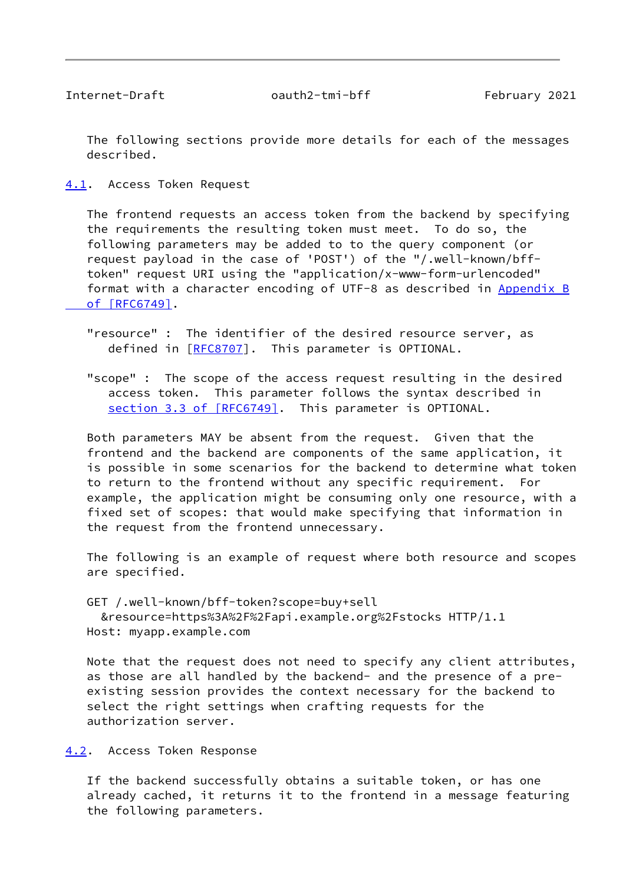The following sections provide more details for each of the messages described.

### 4.1. Access Token Request

The frontend requests an access token from the backend by specifying the requirements the resulting token must meet. To do so, the following parameters may be added to to the query component (or request payload in the case of 'POST') of the "/.well-known/bff-token" request URI using the "application/x-www-form-urlencoded" format with a character encoding of UTF-8 as described in Appendix B of [RFC6749].

"resource" : The identifier of the desired resource server, as defined in [RFC8707]. This parameter is OPTIONAL.

"scope" : The scope of the access request resulting in the desired access token. This parameter follows the syntax described in section 3.3 of [RFC6749]. This parameter is OPTIONAL.

Both parameters MAY be absent from the request. Given that the frontend and the backend are components of the same application, it is possible in some scenarios for the backend to determine what token to return to the frontend without any specific requirement. For example, the application might be consuming only one resource, with a fixed set of scopes: that would make specifying that information in the request from the frontend unnecessary.

The following is an example of request where both resource and scopes are specified.

```
GET /.well-known/bff-token?scope=buy+sell
  &resource=https%3A%2F%2Fapi.example.org%2Fstocks HTTP/1.1
Host: myapp.example.com
```

Note that the request does not need to specify any client attributes, as those are all handled by the backend- and the presence of a pre-existing session provides the context necessary for the backend to select the right settings when crafting requests for the authorization server.

### 4.2. Access Token Response

If the backend successfully obtains a suitable token, or has one already cached, it returns it to the frontend in a message featuring the following parameters.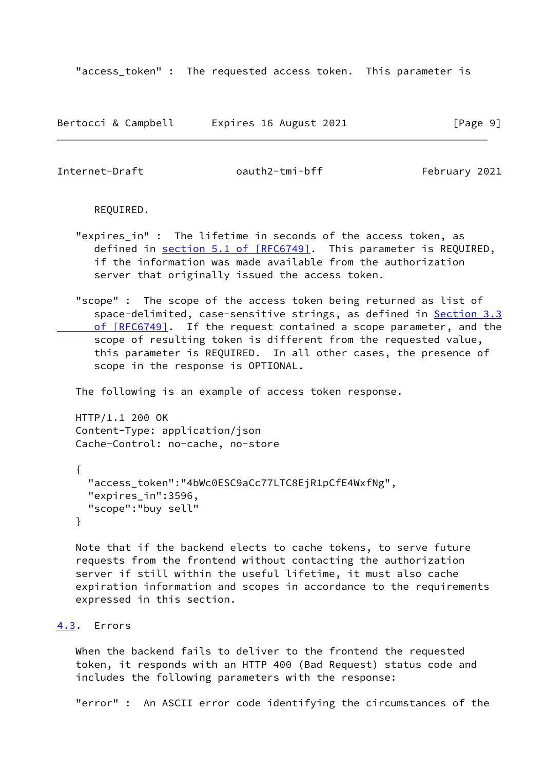"access_token" : The requested access token. This parameter is REQUIRED.

"expires_in" : The lifetime in seconds of the access token, as defined in section 5.1 of [RFC6749]. This parameter is REQUIRED, if the information was made available from the authorization server that originally issued the access token.

"scope" : The scope of the access token being returned as list of space-delimited, case-sensitive strings, as defined in Section 3.3 of [RFC6749]. If the request contained a scope parameter, and the scope of resulting token is different from the requested value, this parameter is REQUIRED. In all other cases, the presence of scope in the response is OPTIONAL.

The following is an example of access token response.

```
HTTP/1.1 200 OK
Content-Type: application/json
Cache-Control: no-cache, no-store

{
  "access_token":"4bWc0ESC9aCc77LTC8EjR1pCfE4WxfNg",
  "expires_in":3596,
  "scope":"buy sell"
}
```

Note that if the backend elects to cache tokens, to serve future requests from the frontend without contacting the authorization server if still within the useful lifetime, it must also cache expiration information and scopes in accordance to the requirements expressed in this section.

## 4.3. Errors

When the backend fails to deliver to the frontend the requested token, it responds with an HTTP 400 (Bad Request) status code and includes the following parameters with the response:

"error" : An ASCII error code identifying the circumstances of the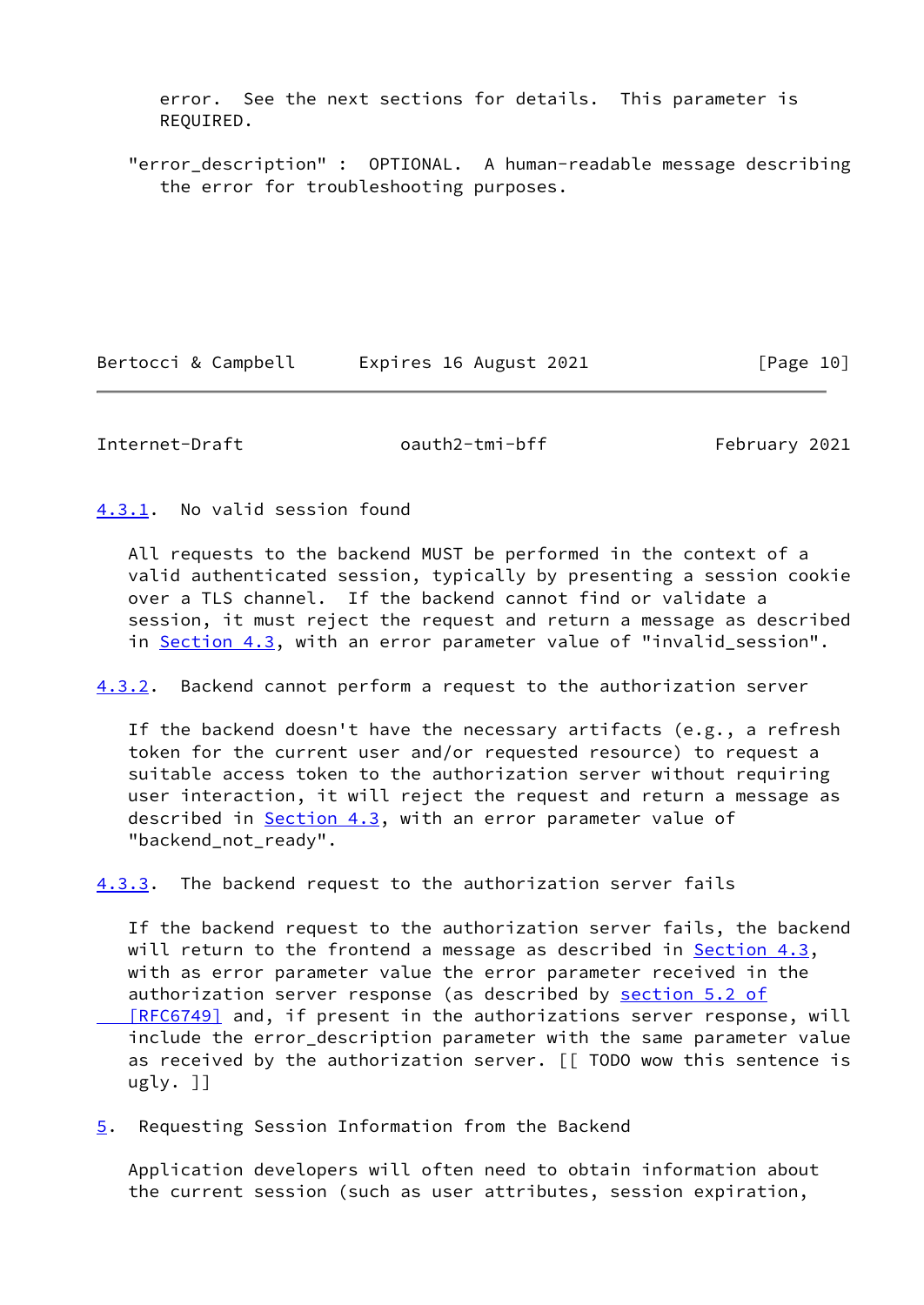error. See the next sections for details. This parameter is REQUIRED.

"error_description" : OPTIONAL. A human-readable message describing the error for troubleshooting purposes.

### 4.3.1. No valid session found

All requests to the backend MUST be performed in the context of a valid authenticated session, typically by presenting a session cookie over a TLS channel. If the backend cannot find or validate a session, it must reject the request and return a message as described in Section 4.3, with an error parameter value of "invalid_session".

### 4.3.2. Backend cannot perform a request to the authorization server

If the backend doesn't have the necessary artifacts (e.g., a refresh token for the current user and/or requested resource) to request a suitable access token to the authorization server without requiring user interaction, it will reject the request and return a message as described in Section 4.3, with an error parameter value of "backend_not_ready".

### 4.3.3. The backend request to the authorization server fails

If the backend request to the authorization server fails, the backend will return to the frontend a message as described in Section 4.3, with as error parameter value the error parameter received in the authorization server response (as described by section 5.2 of [RFC6749] and, if present in the authorizations server response, will include the error_description parameter with the same parameter value as received by the authorization server. [[ TODO wow this sentence is ugly. ]]

## 5. Requesting Session Information from the Backend

Application developers will often need to obtain information about the current session (such as user attributes, session expiration,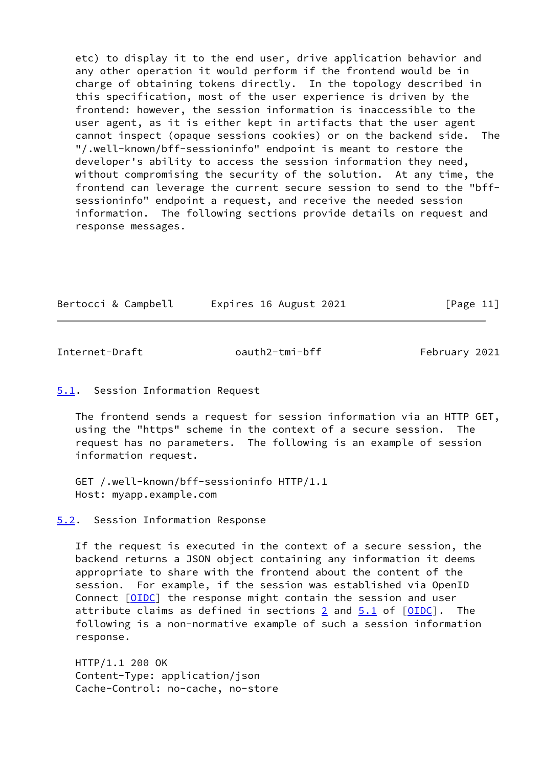etc) to display it to the end user, drive application behavior and any other operation it would perform if the frontend would be in charge of obtaining tokens directly. In the topology described in this specification, most of the user experience is driven by the frontend: however, the session information is inaccessible to the user agent, as it is either kept in artifacts that the user agent cannot inspect (opaque sessions cookies) or on the backend side. The "/.well-known/bff-sessioninfo" endpoint is meant to restore the developer's ability to access the session information they need, without compromising the security of the solution. At any time, the frontend can leverage the current secure session to send to the "bff-sessioninfo" endpoint a request, and receive the needed session information. The following sections provide details on request and response messages.

### 5.1. Session Information Request

The frontend sends a request for session information via an HTTP GET, using the "https" scheme in the context of a secure session. The request has no parameters. The following is an example of session information request.

```
GET /.well-known/bff-sessioninfo HTTP/1.1
Host: myapp.example.com
```

### 5.2. Session Information Response

If the request is executed in the context of a secure session, the backend returns a JSON object containing any information it deems appropriate to share with the frontend about the content of the session. For example, if the session was established via OpenID Connect [OIDC] the response might contain the session and user attribute claims as defined in sections 2 and 5.1 of [OIDC]. The following is a non-normative example of such a session information response.

```
HTTP/1.1 200 OK
Content-Type: application/json
Cache-Control: no-cache, no-store
```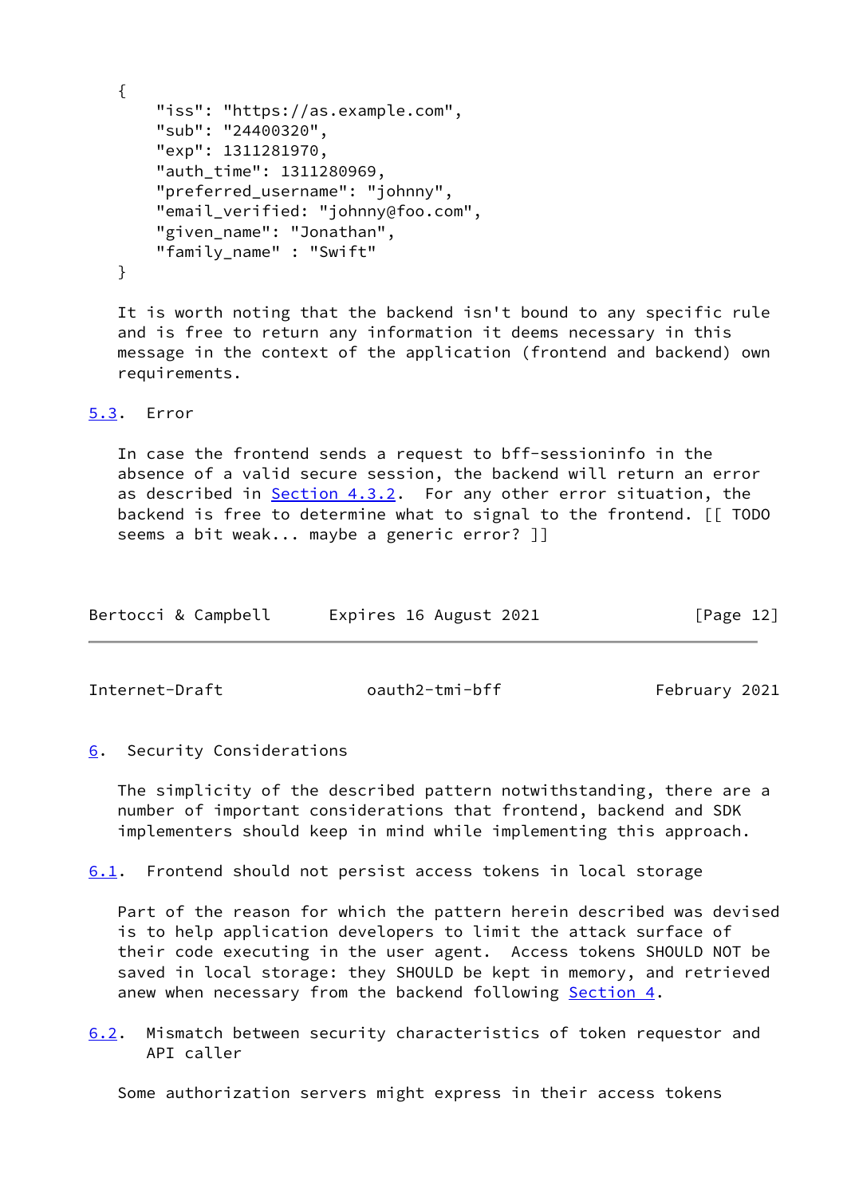```
{
    "iss": "https://as.example.com",
    "sub": "24400320",
    "exp": 1311281970,
    "auth_time": 1311280969,
    "preferred_username": "johnny",
    "email_verified: "johnny@foo.com",
    "given_name": "Jonathan",
    "family_name" : "Swift"
}
```

It is worth noting that the backend isn't bound to any specific rule and is free to return any information it deems necessary in this message in the context of the application (frontend and backend) own requirements.

### 5.3. Error

In case the frontend sends a request to bff-sessioninfo in the absence of a valid secure session, the backend will return an error as described in Section 4.3.2. For any other error situation, the backend is free to determine what to signal to the frontend. [[ TODO seems a bit weak... maybe a generic error? ]]

## 6. Security Considerations

The simplicity of the described pattern notwithstanding, there are a number of important considerations that frontend, backend and SDK implementers should keep in mind while implementing this approach.

### 6.1. Frontend should not persist access tokens in local storage

Part of the reason for which the pattern herein described was devised is to help application developers to limit the attack surface of their code executing in the user agent. Access tokens SHOULD NOT be saved in local storage: they SHOULD be kept in memory, and retrieved anew when necessary from the backend following Section 4.

### 6.2. Mismatch between security characteristics of token requestor and API caller

Some authorization servers might express in their access tokens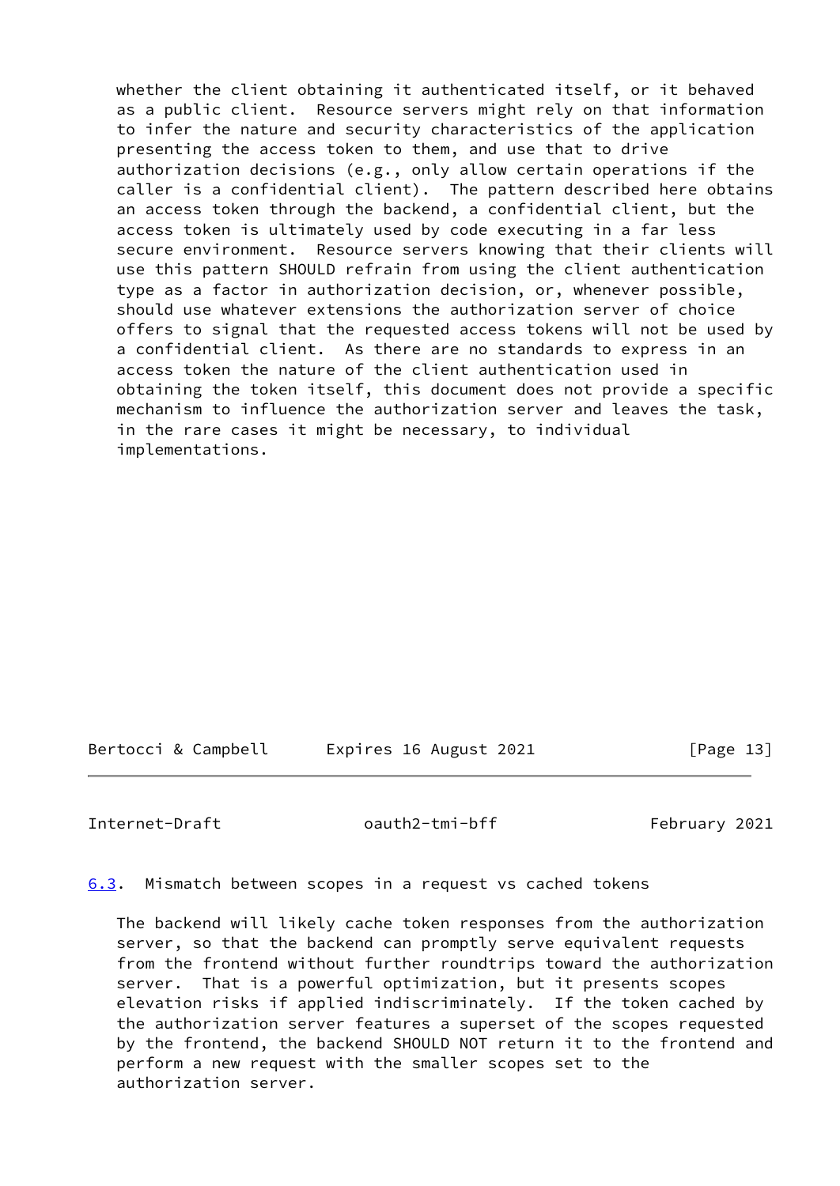whether the client obtaining it authenticated itself, or it behaved as a public client. Resource servers might rely on that information to infer the nature and security characteristics of the application presenting the access token to them, and use that to drive authorization decisions (e.g., only allow certain operations if the caller is a confidential client). The pattern described here obtains an access token through the backend, a confidential client, but the access token is ultimately used by code executing in a far less secure environment. Resource servers knowing that their clients will use this pattern SHOULD refrain from using the client authentication type as a factor in authorization decision, or, whenever possible, should use whatever extensions the authorization server of choice offers to signal that the requested access tokens will not be used by a confidential client. As there are no standards to express in an access token the nature of the client authentication used in obtaining the token itself, this document does not provide a specific mechanism to influence the authorization server and leaves the task, in the rare cases it might be necessary, to individual implementations.

### 6.3. Mismatch between scopes in a request vs cached tokens

The backend will likely cache token responses from the authorization server, so that the backend can promptly serve equivalent requests from the frontend without further roundtrips toward the authorization server. That is a powerful optimization, but it presents scopes elevation risks if applied indiscriminately. If the token cached by the authorization server features a superset of the scopes requested by the frontend, the backend SHOULD NOT return it to the frontend and perform a new request with the smaller scopes set to the authorization server.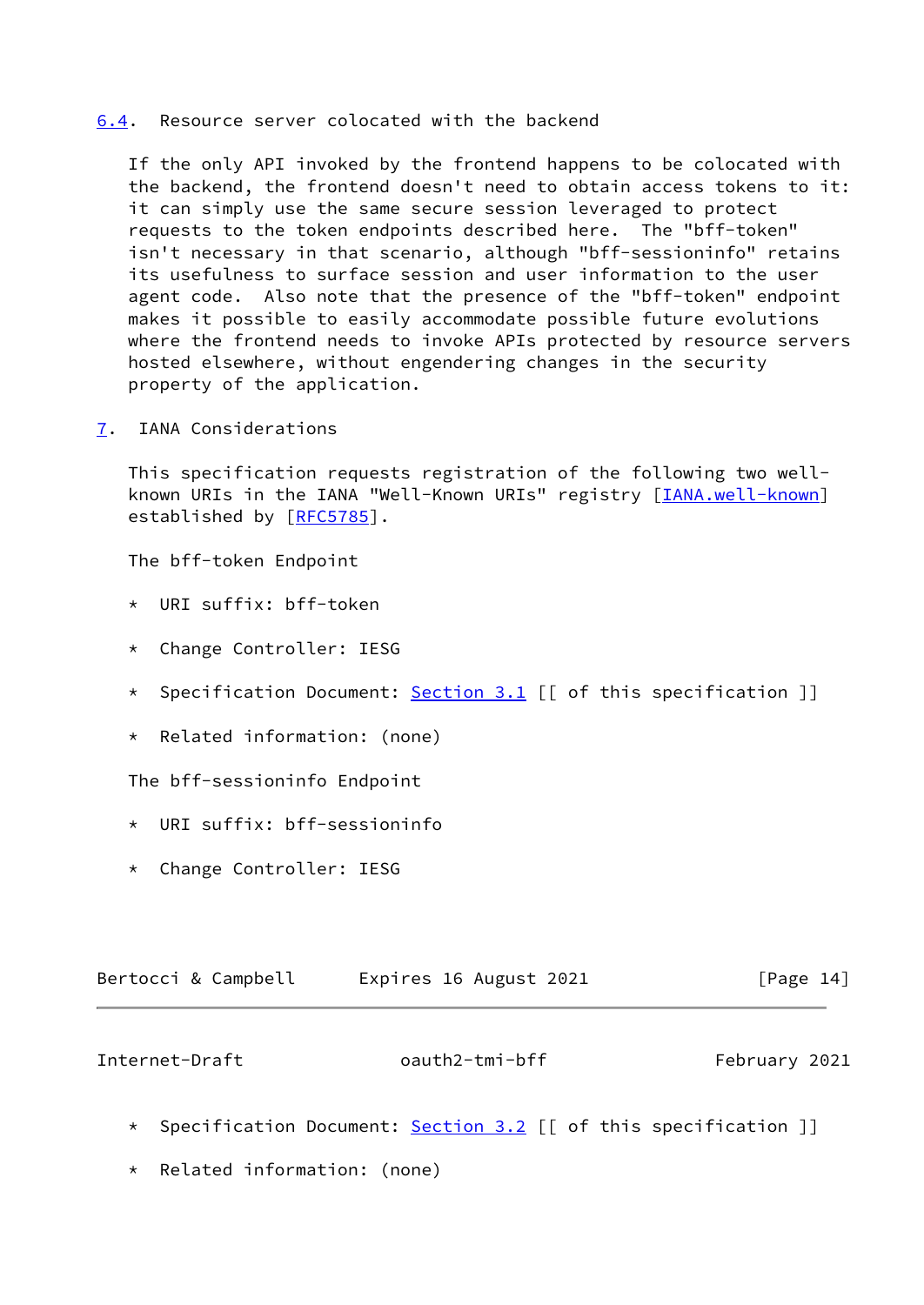## 6.4. Resource server colocated with the backend

If the only API invoked by the frontend happens to be colocated with the backend, the frontend doesn't need to obtain access tokens to it: it can simply use the same secure session leveraged to protect requests to the token endpoints described here. The "bff-token" isn't necessary in that scenario, although "bff-sessioninfo" retains its usefulness to surface session and user information to the user agent code. Also note that the presence of the "bff-token" endpoint makes it possible to easily accommodate possible future evolutions where the frontend needs to invoke APIs protected by resource servers hosted elsewhere, without engendering changes in the security property of the application.

# 7. IANA Considerations

This specification requests registration of the following two well-known URIs in the IANA "Well-Known URIs" registry [IANA.well-known] established by [RFC5785].

The bff-token Endpoint

* URI suffix: bff-token
* Change Controller: IESG
* Specification Document: Section 3.1 [[ of this specification ]]
* Related information: (none)

The bff-sessioninfo Endpoint

* URI suffix: bff-sessioninfo
* Change Controller: IESG
* Specification Document: Section 3.2 [[ of this specification ]]
* Related information: (none)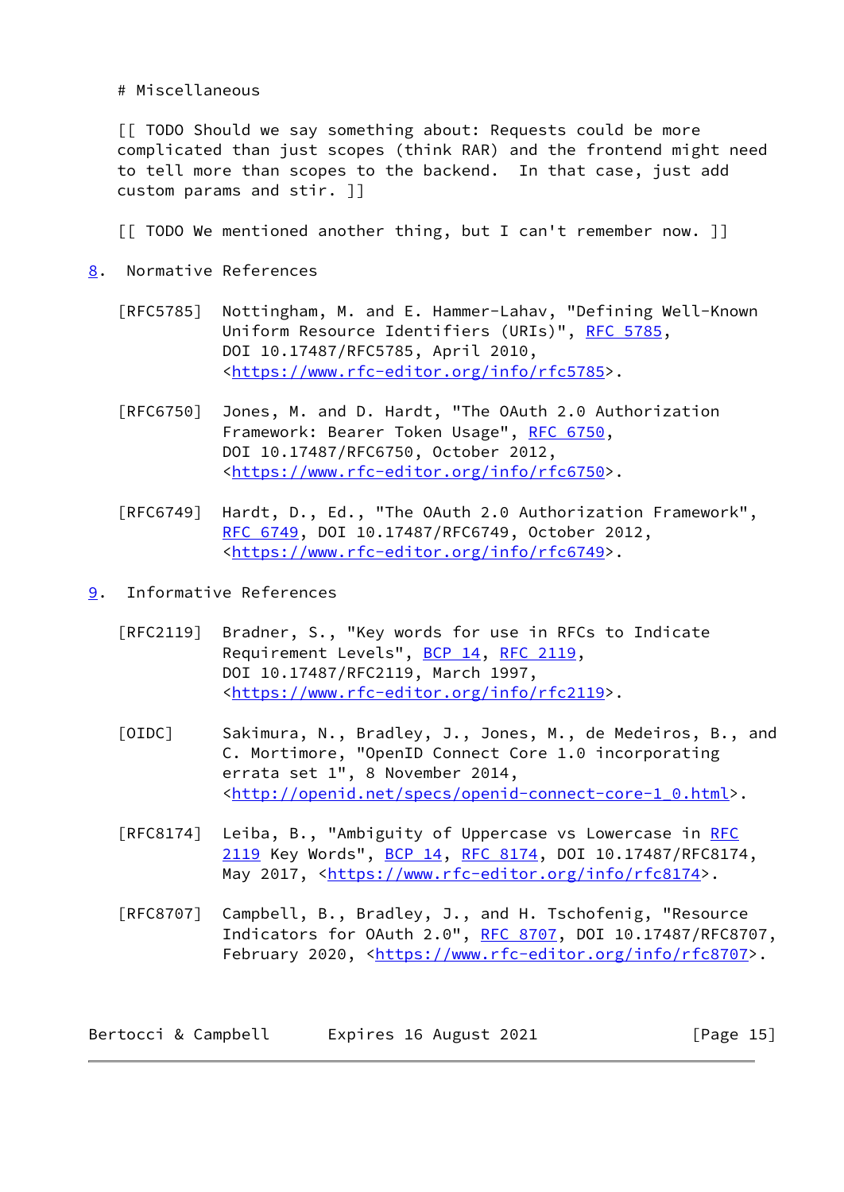# Miscellaneous

[[ TODO Should we say something about: Requests could be more complicated than just scopes (think RAR) and the frontend might need to tell more than scopes to the backend. In that case, just add custom params and stir. ]]

[[ TODO We mentioned another thing, but I can't remember now. ]]

## 8. Normative References

[RFC5785] Nottingham, M. and E. Hammer-Lahav, "Defining Well-Known Uniform Resource Identifiers (URIs)", RFC 5785, DOI 10.17487/RFC5785, April 2010, <https://www.rfc-editor.org/info/rfc5785>.

[RFC6750] Jones, M. and D. Hardt, "The OAuth 2.0 Authorization Framework: Bearer Token Usage", RFC 6750, DOI 10.17487/RFC6750, October 2012, <https://www.rfc-editor.org/info/rfc6750>.

[RFC6749] Hardt, D., Ed., "The OAuth 2.0 Authorization Framework", RFC 6749, DOI 10.17487/RFC6749, October 2012, <https://www.rfc-editor.org/info/rfc6749>.

## 9. Informative References

[RFC2119] Bradner, S., "Key words for use in RFCs to Indicate Requirement Levels", BCP 14, RFC 2119, DOI 10.17487/RFC2119, March 1997, <https://www.rfc-editor.org/info/rfc2119>.

[OIDC] Sakimura, N., Bradley, J., Jones, M., de Medeiros, B., and C. Mortimore, "OpenID Connect Core 1.0 incorporating errata set 1", 8 November 2014, <http://openid.net/specs/openid-connect-core-1_0.html>.

[RFC8174] Leiba, B., "Ambiguity of Uppercase vs Lowercase in RFC 2119 Key Words", BCP 14, RFC 8174, DOI 10.17487/RFC8174, May 2017, <https://www.rfc-editor.org/info/rfc8174>.

[RFC8707] Campbell, B., Bradley, J., and H. Tschofenig, "Resource Indicators for OAuth 2.0", RFC 8707, DOI 10.17487/RFC8707, February 2020, <https://www.rfc-editor.org/info/rfc8707>.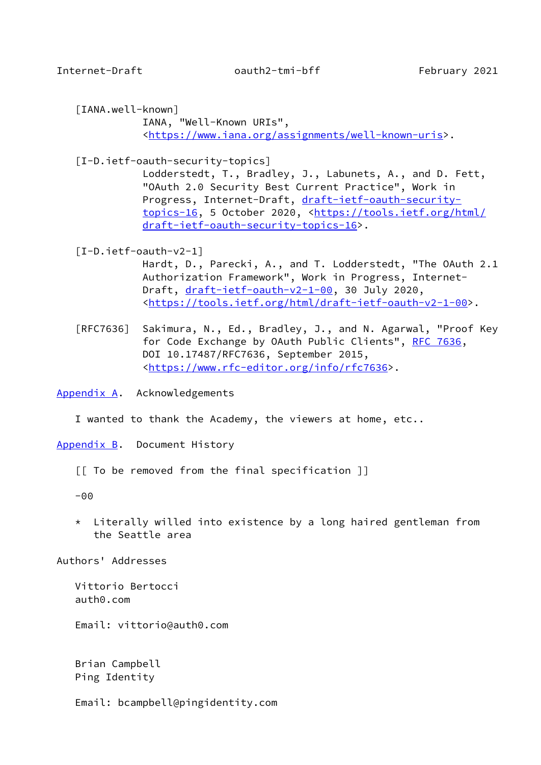[IANA.well-known]
IANA, "Well-Known URIs", <https://www.iana.org/assignments/well-known-uris>.

[I-D.ietf-oauth-security-topics]
Lodderstedt, T., Bradley, J., Labunets, A., and D. Fett, "OAuth 2.0 Security Best Current Practice", Work in Progress, Internet-Draft, draft-ietf-oauth-security-topics-16, 5 October 2020, <https://tools.ietf.org/html/draft-ietf-oauth-security-topics-16>.

[I-D.ietf-oauth-v2-1]
Hardt, D., Parecki, A., and T. Lodderstedt, "The OAuth 2.1 Authorization Framework", Work in Progress, Internet-Draft, draft-ietf-oauth-v2-1-00, 30 July 2020, <https://tools.ietf.org/html/draft-ietf-oauth-v2-1-00>.

[RFC7636] Sakimura, N., Ed., Bradley, J., and N. Agarwal, "Proof Key for Code Exchange by OAuth Public Clients", RFC 7636, DOI 10.17487/RFC7636, September 2015, <https://www.rfc-editor.org/info/rfc7636>.

## Appendix A. Acknowledgements

I wanted to thank the Academy, the viewers at home, etc..

## Appendix B. Document History

[[ To be removed from the final specification ]]

-00

* Literally willed into existence by a long haired gentleman from the Seattle area

## Authors' Addresses

Vittorio Bertocci
auth0.com

Email: vittorio@auth0.com

Brian Campbell
Ping Identity

Email: bcampbell@pingidentity.com